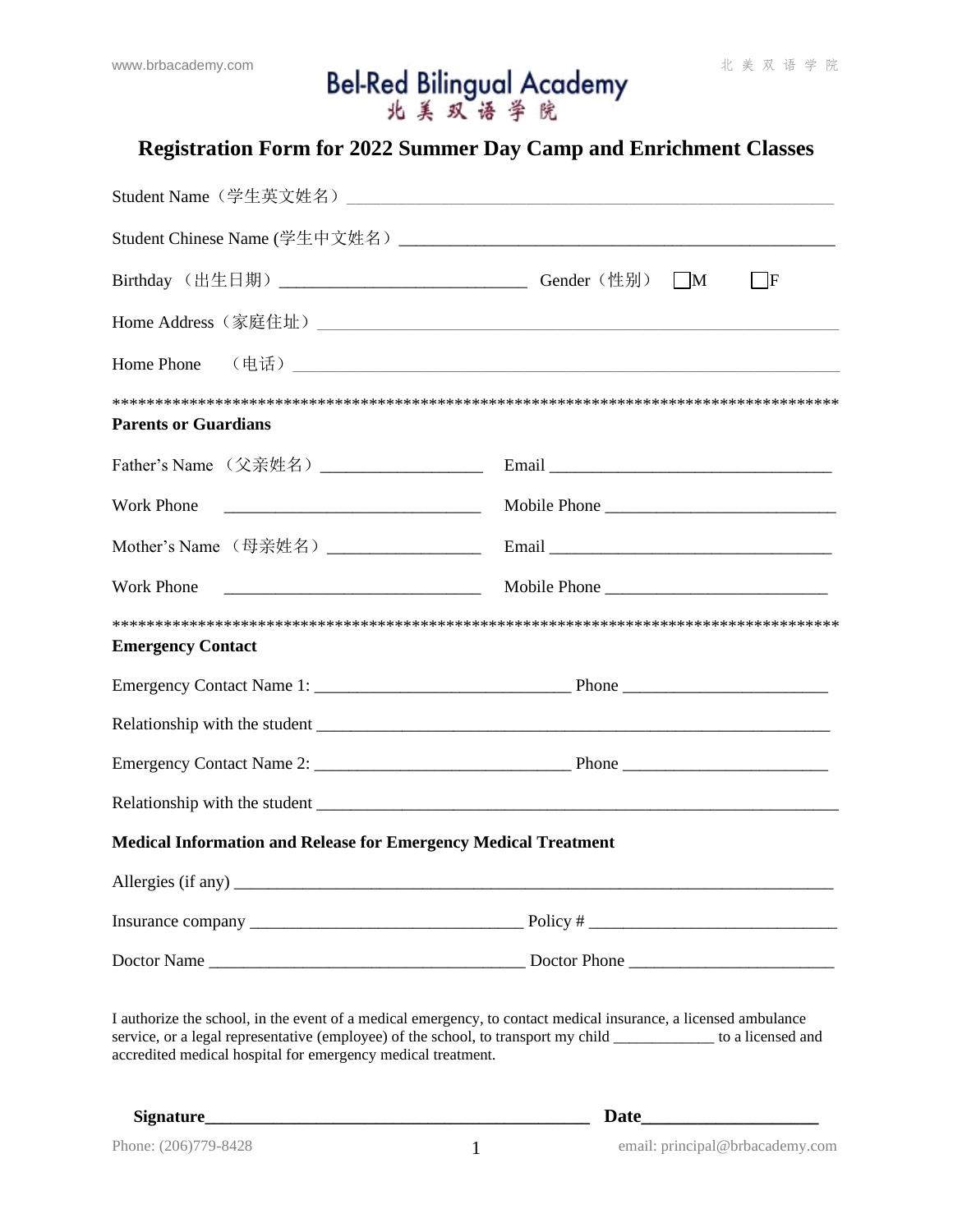Bel-Red Bilingual Academy
北美双语学院

# Registration Form for 2022 Summer Day Camp and Enrichment Classes

Student Name（学生英文姓名）___________________________________________

Student Chinese Name (学生中文姓名）___________________________________________

Birthday （出生日期）___________________________ Gender（性别） ☐M ☐F

Home Address（家庭住址）___________________________________________

Home Phone （电话）___________________________________________

*****************************************************************************************

**Parents or Guardians**

Father's Name （父亲姓名）__________________ Email _______________________________

Work Phone ____________________________ Mobile Phone ________________________

Mother's Name （母亲姓名）_________________ Email _______________________________

Work Phone ____________________________ Mobile Phone _______________________

*****************************************************************************************

**Emergency Contact**

Emergency Contact Name 1: _____________________________ Phone _______________________

Relationship with the student ___________________________________________________________

Emergency Contact Name 2: _____________________________ Phone _______________________

Relationship with the student ___________________________________________________________

**Medical Information and Release for Emergency Medical Treatment**

Allergies (if any) _____________________________________________________________________

Insurance company _______________________________ Policy # ___________________________

Doctor Name ____________________________________ Doctor Phone _______________________

I authorize the school, in the event of a medical emergency, to contact medical insurance, a licensed ambulance service, or a legal representative (employee) of the school, to transport my child ____________ to a licensed and accredited medical hospital for emergency medical treatment.

**Signature____________________________________________ Date___________________**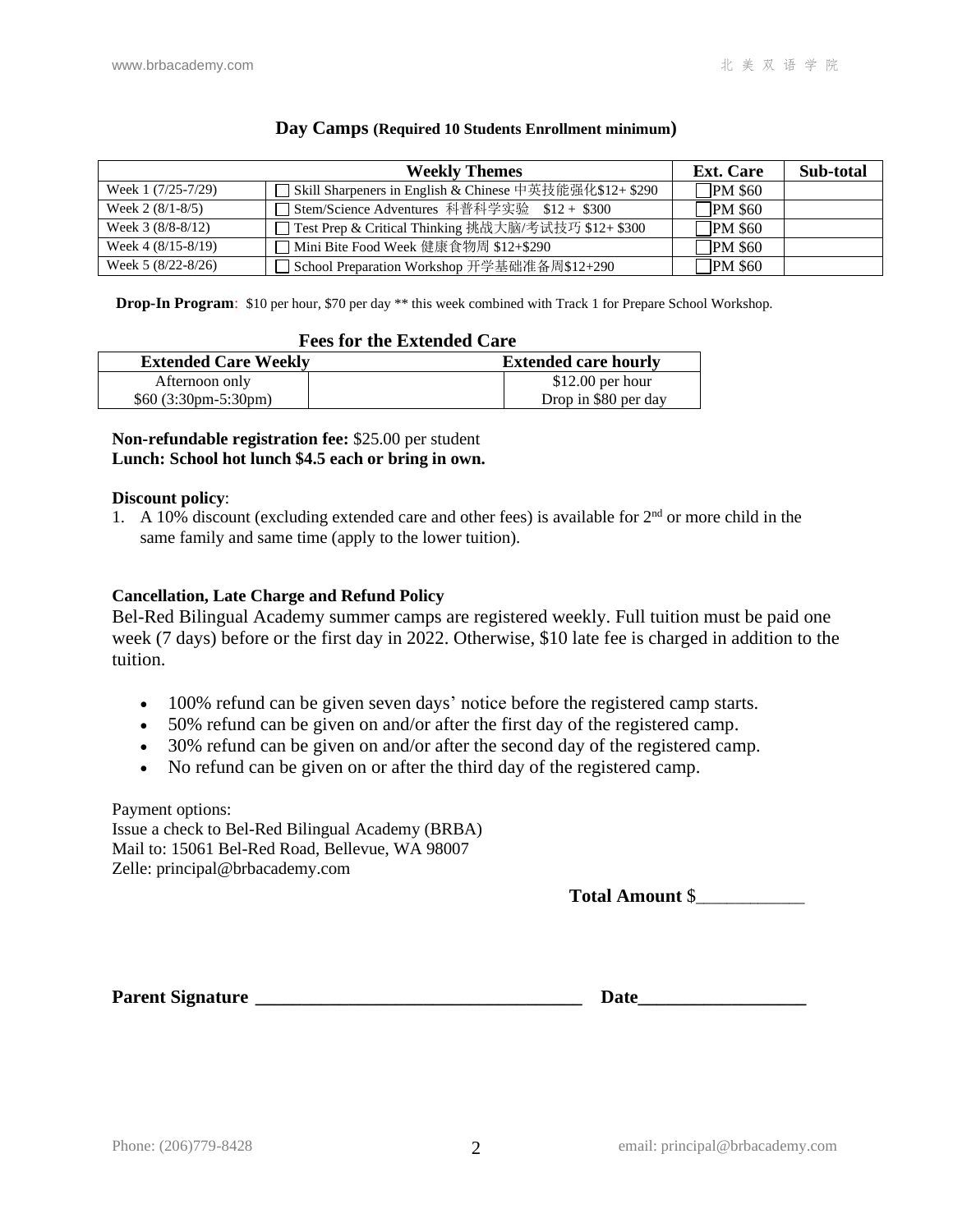## Day Camps (Required 10 Students Enrollment minimum)

| | Weekly Themes | Ext. Care | Sub-total |
|---|---|---|---|
| Week 1 (7/25-7/29) | ☐ Skill Sharpeners in English & Chinese 中英技能强化$12+ $290 | ☐PM $60 | |
| Week 2 (8/1-8/5) | ☐ Stem/Science Adventures 科普科学实验 $12 + $300 | ☐PM $60 | |
| Week 3 (8/8-8/12) | ☐ Test Prep & Critical Thinking 挑战大脑/考试技巧 $12+ $300 | ☐PM $60 | |
| Week 4 (8/15-8/19) | ☐ Mini Bite Food Week 健康食物周 $12+$290 | ☐PM $60 | |
| Week 5 (8/22-8/26) | ☐ School Preparation Workshop 开学基础准备周$12+290 | ☐PM $60 | |

**Drop-In Program**: $10 per hour, $70 per day ** this week combined with Track 1 for Prepare School Workshop.

### Fees for the Extended Care

| Extended Care Weekly | | Extended care hourly |
|---|---|---|
| Afternoon only<br>$60 (3:30pm-5:30pm) | | $12.00 per hour<br>Drop in $80 per day |

**Non-refundable registration fee:** $25.00 per student
**Lunch: School hot lunch $4.5 each or bring in own.**

**Discount policy**:

1. A 10% discount (excluding extended care and other fees) is available for 2nd or more child in the same family and same time (apply to the lower tuition).

**Cancellation, Late Charge and Refund Policy**

Bel-Red Bilingual Academy summer camps are registered weekly. Full tuition must be paid one week (7 days) before or the first day in 2022. Otherwise, $10 late fee is charged in addition to the tuition.

- 100% refund can be given seven days' notice before the registered camp starts.
- 50% refund can be given on and/or after the first day of the registered camp.
- 30% refund can be given on and/or after the second day of the registered camp.
- No refund can be given on or after the third day of the registered camp.

Payment options:
Issue a check to Bel-Red Bilingual Academy (BRBA)
Mail to: 15061 Bel-Red Road, Bellevue, WA 98007
Zelle: principal@brbacademy.com

**Total Amount** $____________

**Parent Signature ___________________________________ Date__________________**